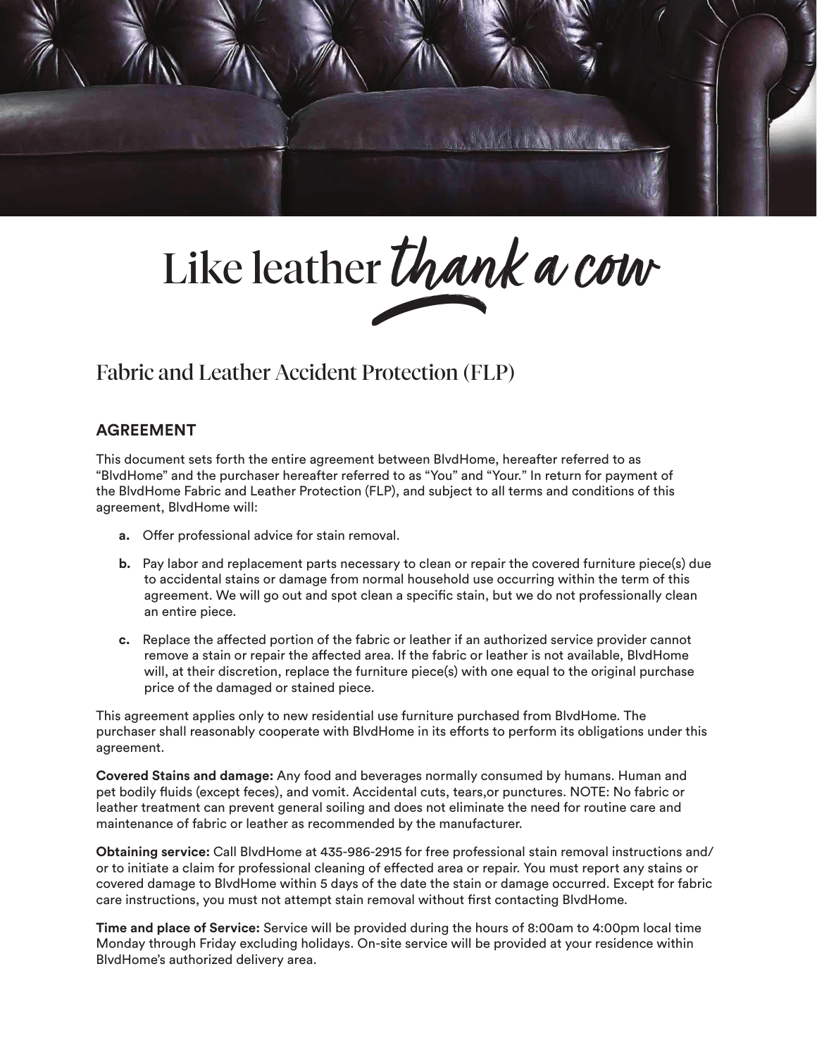# Like leather *thank a cow*

## Fabric and Leather Accident Protection (FLP)

### AGREEMENT

This document sets forth the entire agreement between BlvdHome, hereafter referred to as "BlvdHome" and the purchaser hereafter referred to as "You" and "Your." In return for payment of the BlvdHome Fabric and Leather Protection (FLP), and subject to all terms and conditions of this agreement, BlvdHome will:

- **a.** Offer professional advice for stain removal.
- **b.** Pay labor and replacement parts necessary to clean or repair the covered furniture piece(s) due to accidental stains or damage from normal household use occurring within the term of this agreement. We will go out and spot clean a specific stain, but we do not professionally clean an entire piece.
- **c.** Replace the affected portion of the fabric or leather if an authorized service provider cannot remove a stain or repair the affected area. If the fabric or leather is not available, BlvdHome will, at their discretion, replace the furniture piece(s) with one equal to the original purchase price of the damaged or stained piece.

This agreement applies only to new residential use furniture purchased from BlvdHome. The purchaser shall reasonably cooperate with BlvdHome in its efforts to perform its obligations under this agreement.

**Covered Stains and damage:** Any food and beverages normally consumed by humans. Human and pet bodily fluids (except feces), and vomit. Accidental cuts, tears,or punctures. NOTE: No fabric or leather treatment can prevent general soiling and does not eliminate the need for routine care and maintenance of fabric or leather as recommended by the manufacturer.

**Obtaining service:** Call BlvdHome at 435-986-2915 for free professional stain removal instructions and/or to initiate a claim for professional cleaning of effected area or repair. You must report any stains or covered damage to BlvdHome within 5 days of the date the stain or damage occurred. Except for fabric care instructions, you must not attempt stain removal without first contacting BlvdHome.

**Time and place of Service:** Service will be provided during the hours of 8:00am to 4:00pm local time Monday through Friday excluding holidays. On-site service will be provided at your residence within BlvdHome's authorized delivery area.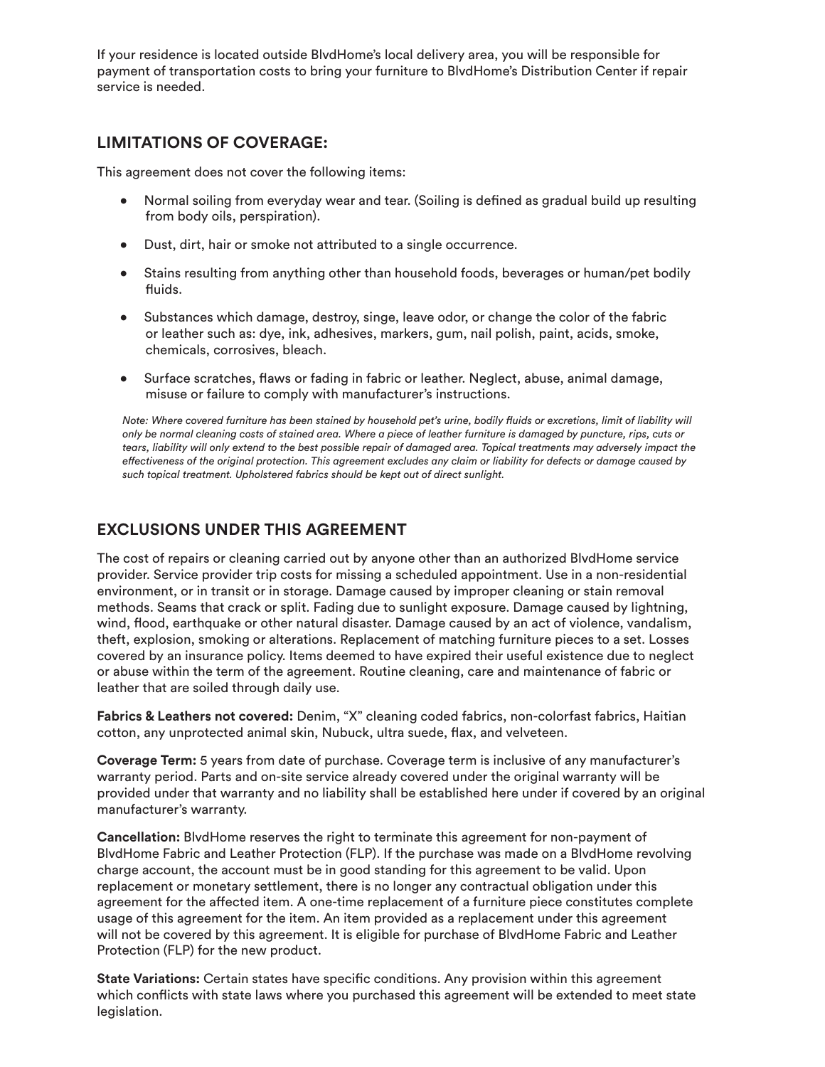If your residence is located outside BlvdHome's local delivery area, you will be responsible for payment of transportation costs to bring your furniture to BlvdHome's Distribution Center if repair service is needed.

## LIMITATIONS OF COVERAGE:

This agreement does not cover the following items:

- Normal soiling from everyday wear and tear. (Soiling is defined as gradual build up resulting from body oils, perspiration).
- Dust, dirt, hair or smoke not attributed to a single occurrence.
- Stains resulting from anything other than household foods, beverages or human/pet bodily fluids.
- Substances which damage, destroy, singe, leave odor, or change the color of the fabric or leather such as: dye, ink, adhesives, markers, gum, nail polish, paint, acids, smoke, chemicals, corrosives, bleach.
- Surface scratches, flaws or fading in fabric or leather. Neglect, abuse, animal damage, misuse or failure to comply with manufacturer's instructions.

*Note: Where covered furniture has been stained by household pet's urine, bodily fluids or excretions, limit of liability will only be normal cleaning costs of stained area. Where a piece of leather furniture is damaged by puncture, rips, cuts or tears, liability will only extend to the best possible repair of damaged area. Topical treatments may adversely impact the effectiveness of the original protection. This agreement excludes any claim or liability for defects or damage caused by such topical treatment. Upholstered fabrics should be kept out of direct sunlight.*

## EXCLUSIONS UNDER THIS AGREEMENT

The cost of repairs or cleaning carried out by anyone other than an authorized BlvdHome service provider. Service provider trip costs for missing a scheduled appointment. Use in a non-residential environment, or in transit or in storage. Damage caused by improper cleaning or stain removal methods. Seams that crack or split. Fading due to sunlight exposure. Damage caused by lightning, wind, flood, earthquake or other natural disaster. Damage caused by an act of violence, vandalism, theft, explosion, smoking or alterations. Replacement of matching furniture pieces to a set. Losses covered by an insurance policy. Items deemed to have expired their useful existence due to neglect or abuse within the term of the agreement. Routine cleaning, care and maintenance of fabric or leather that are soiled through daily use.

**Fabrics & Leathers not covered:** Denim, "X" cleaning coded fabrics, non-colorfast fabrics, Haitian cotton, any unprotected animal skin, Nubuck, ultra suede, flax, and velveteen.

**Coverage Term:** 5 years from date of purchase. Coverage term is inclusive of any manufacturer's warranty period. Parts and on-site service already covered under the original warranty will be provided under that warranty and no liability shall be established here under if covered by an original manufacturer's warranty.

**Cancellation:** BlvdHome reserves the right to terminate this agreement for non-payment of BlvdHome Fabric and Leather Protection (FLP). If the purchase was made on a BlvdHome revolving charge account, the account must be in good standing for this agreement to be valid. Upon replacement or monetary settlement, there is no longer any contractual obligation under this agreement for the affected item. A one-time replacement of a furniture piece constitutes complete usage of this agreement for the item. An item provided as a replacement under this agreement will not be covered by this agreement. It is eligible for purchase of BlvdHome Fabric and Leather Protection (FLP) for the new product.

**State Variations:** Certain states have specific conditions. Any provision within this agreement which conflicts with state laws where you purchased this agreement will be extended to meet state legislation.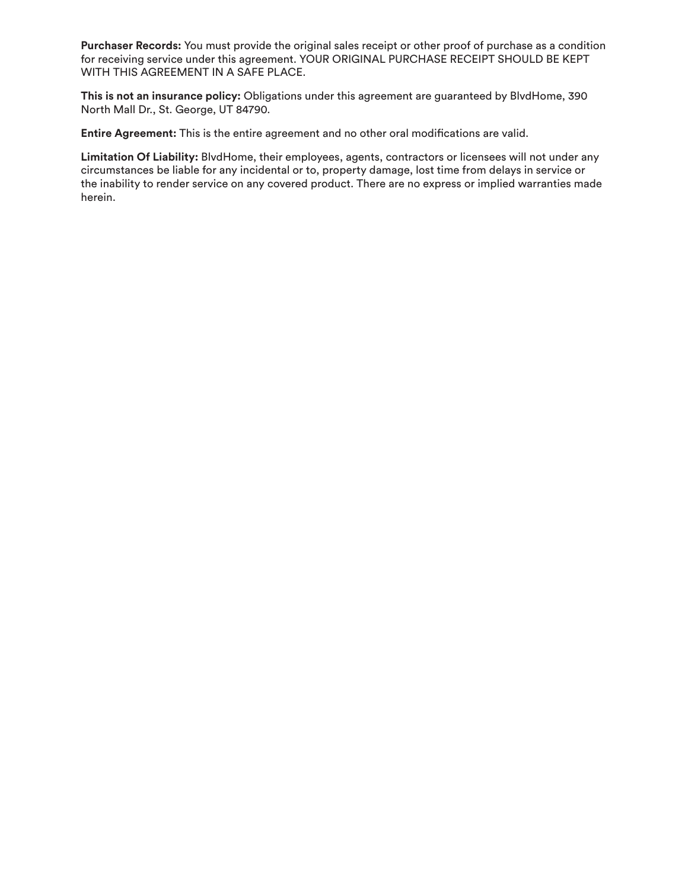**Purchaser Records:** You must provide the original sales receipt or other proof of purchase as a condition for receiving service under this agreement. YOUR ORIGINAL PURCHASE RECEIPT SHOULD BE KEPT WITH THIS AGREEMENT IN A SAFE PLACE.

**This is not an insurance policy:** Obligations under this agreement are guaranteed by BlvdHome, 390 North Mall Dr., St. George, UT 84790.

**Entire Agreement:** This is the entire agreement and no other oral modifications are valid.

**Limitation Of Liability:** BlvdHome, their employees, agents, contractors or licensees will not under any circumstances be liable for any incidental or to, property damage, lost time from delays in service or the inability to render service on any covered product. There are no express or implied warranties made herein.